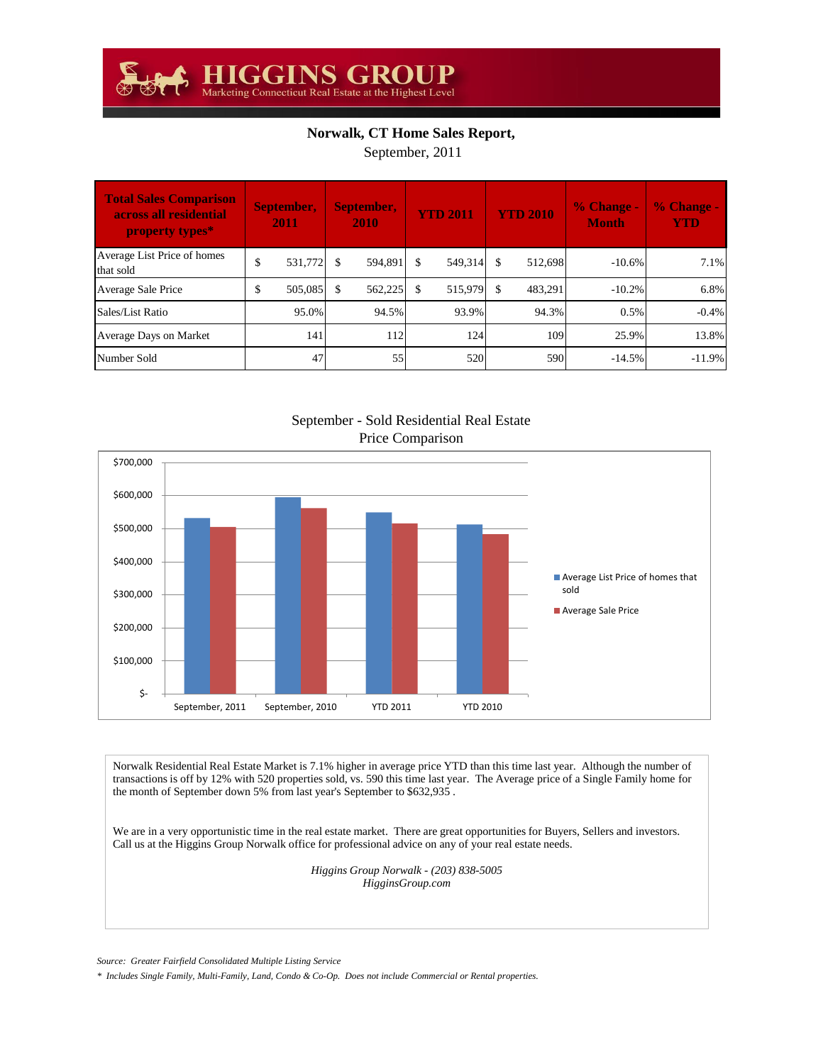# HIGGINS GROUP

Marketing Connecticut Real Estate at the Highest Level

**Norwalk, CT Home Sales Report,**

September, 2011

| Total Sales Comparison across all residential property types* | September, 2011 | September, 2010 | YTD 2011 | YTD 2010 | % Change - Month | % Change - YTD |
|---|---|---|---|---|---|---|
| Average List Price of homes that sold | $ 531,772 | $ 594,891 | $ 549,314 | $ 512,698 | -10.6% | 7.1% |
| Average Sale Price | $ 505,085 | $ 562,225 | $ 515,979 | $ 483,291 | -10.2% | 6.8% |
| Sales/List Ratio | 95.0% | 94.5% | 93.9% | 94.3% | 0.5% | -0.4% |
| Average Days on Market | 141 | 112 | 124 | 109 | 25.9% | 13.8% |
| Number Sold | 47 | 55 | 520 | 590 | -14.5% | -11.9% |

September - Sold Residential Real Estate Price Comparison

Norwalk Residential Real Estate Market is 7.1% higher in average price YTD than this time last year. Although the number of transactions is off by 12% with 520 properties sold, vs. 590 this time last year. The Average price of a Single Family home for the month of September down 5% from last year's September to $632,935 .

We are in a very opportunistic time in the real estate market. There are great opportunities for Buyers, Sellers and investors. Call us at the Higgins Group Norwalk office for professional advice on any of your real estate needs.

*Higgins Group Norwalk - (203) 838-5005*
*HigginsGroup.com*

*Source: Greater Fairfield Consolidated Multiple Listing Service*

*\* Includes Single Family, Multi-Family, Land, Condo & Co-Op. Does not include Commercial or Rental properties.*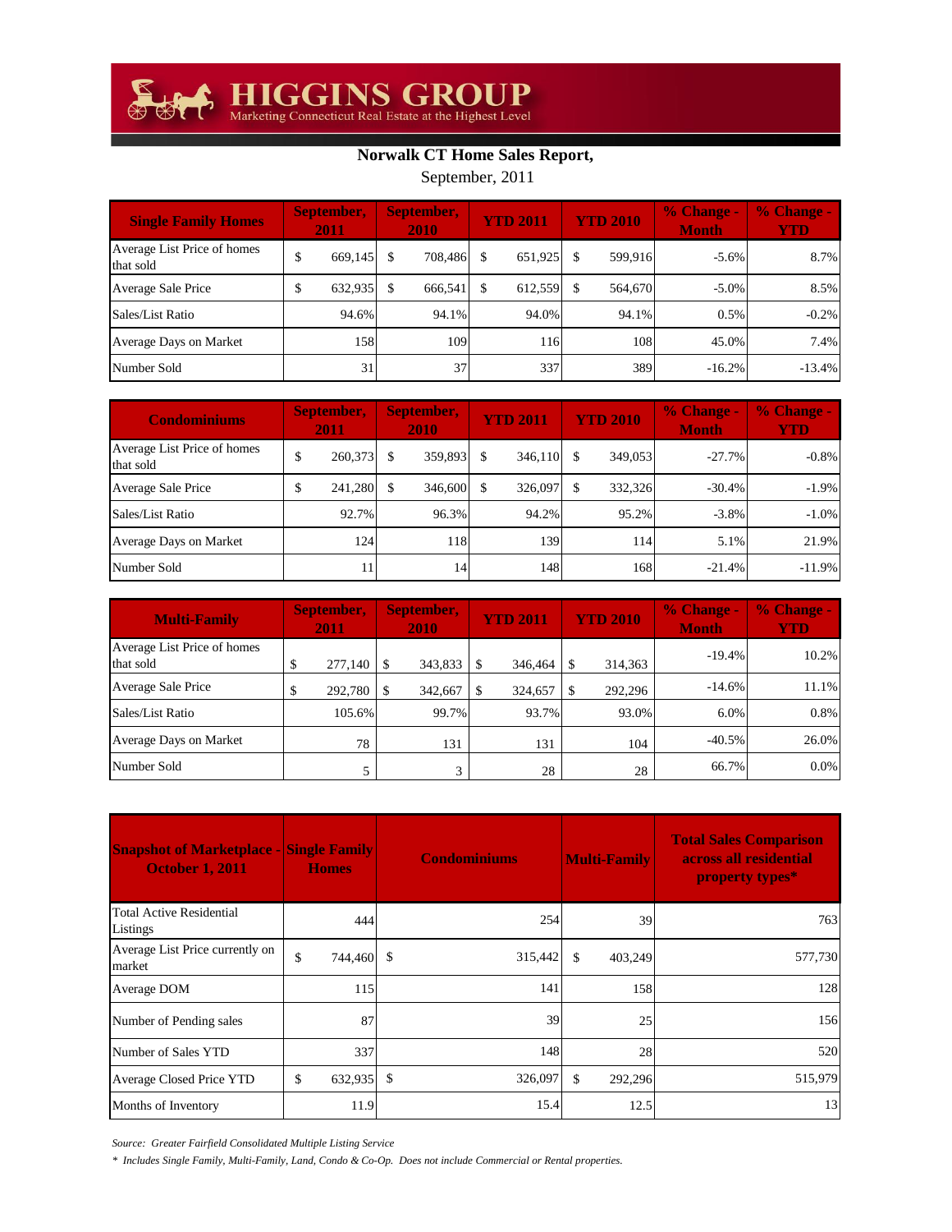HIGGINS GROUP
Marketing Connecticut Real Estate at the Highest Level

# Norwalk CT Home Sales Report,

September, 2011

| Single Family Homes | September, 2011 | September, 2010 | YTD 2011 | YTD 2010 | % Change - Month | % Change - YTD |
|---|---|---|---|---|---|---|
| Average List Price of homes that sold | $ 669,145 | $ 708,486 | $ 651,925 | $ 599,916 | -5.6% | 8.7% |
| Average Sale Price | $ 632,935 | $ 666,541 | $ 612,559 | $ 564,670 | -5.0% | 8.5% |
| Sales/List Ratio | 94.6% | 94.1% | 94.0% | 94.1% | 0.5% | -0.2% |
| Average Days on Market | 158 | 109 | 116 | 108 | 45.0% | 7.4% |
| Number Sold | 31 | 37 | 337 | 389 | -16.2% | -13.4% |

| Condominiums | September, 2011 | September, 2010 | YTD 2011 | YTD 2010 | % Change - Month | % Change - YTD |
|---|---|---|---|---|---|---|
| Average List Price of homes that sold | $ 260,373 | $ 359,893 | $ 346,110 | $ 349,053 | -27.7% | -0.8% |
| Average Sale Price | $ 241,280 | $ 346,600 | $ 326,097 | $ 332,326 | -30.4% | -1.9% |
| Sales/List Ratio | 92.7% | 96.3% | 94.2% | 95.2% | -3.8% | -1.0% |
| Average Days on Market | 124 | 118 | 139 | 114 | 5.1% | 21.9% |
| Number Sold | 11 | 14 | 148 | 168 | -21.4% | -11.9% |

| Multi-Family | September, 2011 | September, 2010 | YTD 2011 | YTD 2010 | % Change - Month | % Change - YTD |
|---|---|---|---|---|---|---|
| Average List Price of homes that sold | $ 277,140 | $ 343,833 | $ 346,464 | $ 314,363 | -19.4% | 10.2% |
| Average Sale Price | $ 292,780 | $ 342,667 | $ 324,657 | $ 292,296 | -14.6% | 11.1% |
| Sales/List Ratio | 105.6% | 99.7% | 93.7% | 93.0% | 6.0% | 0.8% |
| Average Days on Market | 78 | 131 | 131 | 104 | -40.5% | 26.0% |
| Number Sold | 5 | 3 | 28 | 28 | 66.7% | 0.0% |

| Snapshot of Marketplace - October 1, 2011 | Single Family Homes | Condominiums | Multi-Family | Total Sales Comparison across all residential property types* |
|---|---|---|---|---|
| Total Active Residential Listings | 444 | 254 | 39 | 763 |
| Average List Price currently on market | $ 744,460 | $ 315,442 | $ 403,249 | 577,730 |
| Average DOM | 115 | 141 | 158 | 128 |
| Number of Pending sales | 87 | 39 | 25 | 156 |
| Number of Sales YTD | 337 | 148 | 28 | 520 |
| Average Closed Price YTD | $ 632,935 | $ 326,097 | $ 292,296 | 515,979 |
| Months of Inventory | 11.9 | 15.4 | 12.5 | 13 |

*Source: Greater Fairfield Consolidated Multiple Listing Service*

*\* Includes Single Family, Multi-Family, Land, Condo & Co-Op. Does not include Commercial or Rental properties.*